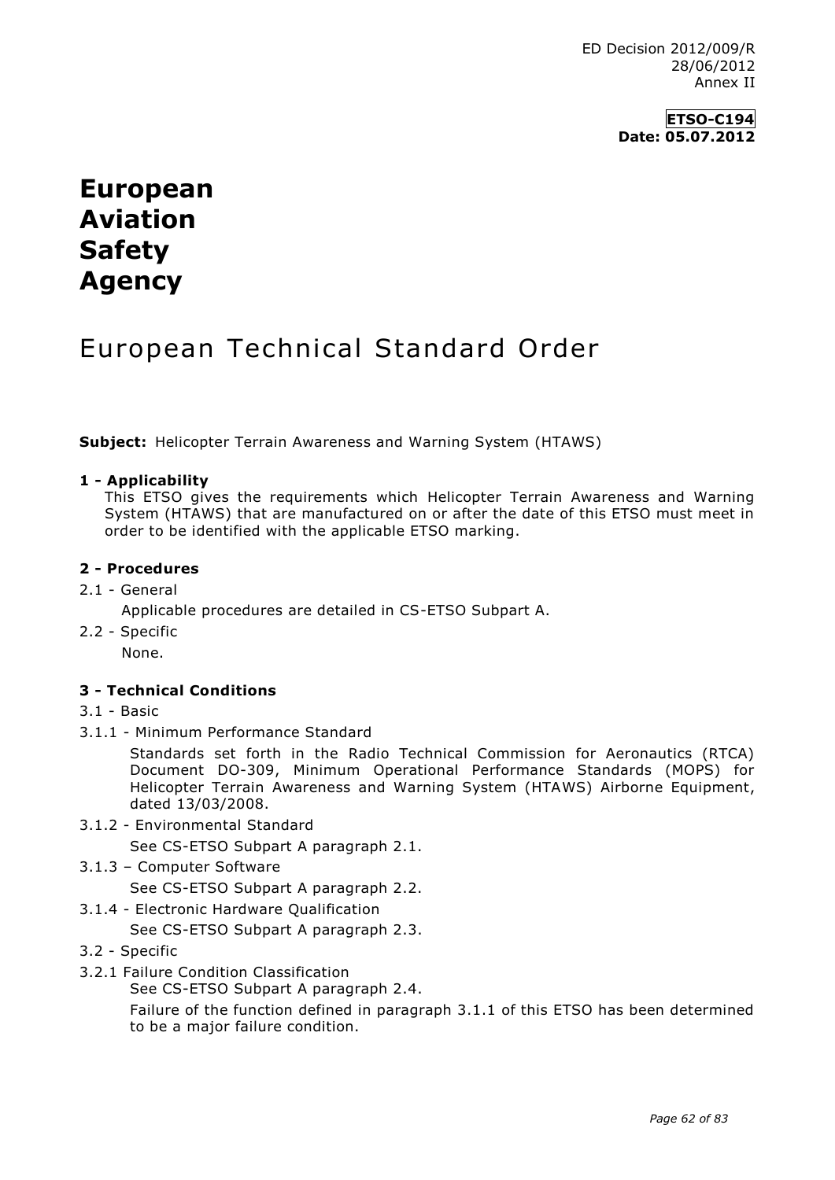ED Decision 2012/009/R
28/06/2012
Annex II

**ETSO-C194**
**Date: 05.07.2012**

# European Aviation Safety Agency

# European Technical Standard Order

**Subject:** Helicopter Terrain Awareness and Warning System (HTAWS)

**1 - Applicability**

This ETSO gives the requirements which Helicopter Terrain Awareness and Warning System (HTAWS) that are manufactured on or after the date of this ETSO must meet in order to be identified with the applicable ETSO marking.

**2 - Procedures**

2.1 - General

Applicable procedures are detailed in CS-ETSO Subpart A.

2.2 - Specific

None.

**3 - Technical Conditions**

3.1 - Basic

3.1.1 - Minimum Performance Standard

Standards set forth in the Radio Technical Commission for Aeronautics (RTCA) Document DO-309, Minimum Operational Performance Standards (MOPS) for Helicopter Terrain Awareness and Warning System (HTAWS) Airborne Equipment, dated 13/03/2008.

3.1.2 - Environmental Standard

See CS-ETSO Subpart A paragraph 2.1.

3.1.3 – Computer Software

See CS-ETSO Subpart A paragraph 2.2.

3.1.4 - Electronic Hardware Qualification

See CS-ETSO Subpart A paragraph 2.3.

3.2 - Specific

3.2.1 Failure Condition Classification

See CS-ETSO Subpart A paragraph 2.4.

Failure of the function defined in paragraph 3.1.1 of this ETSO has been determined to be a major failure condition.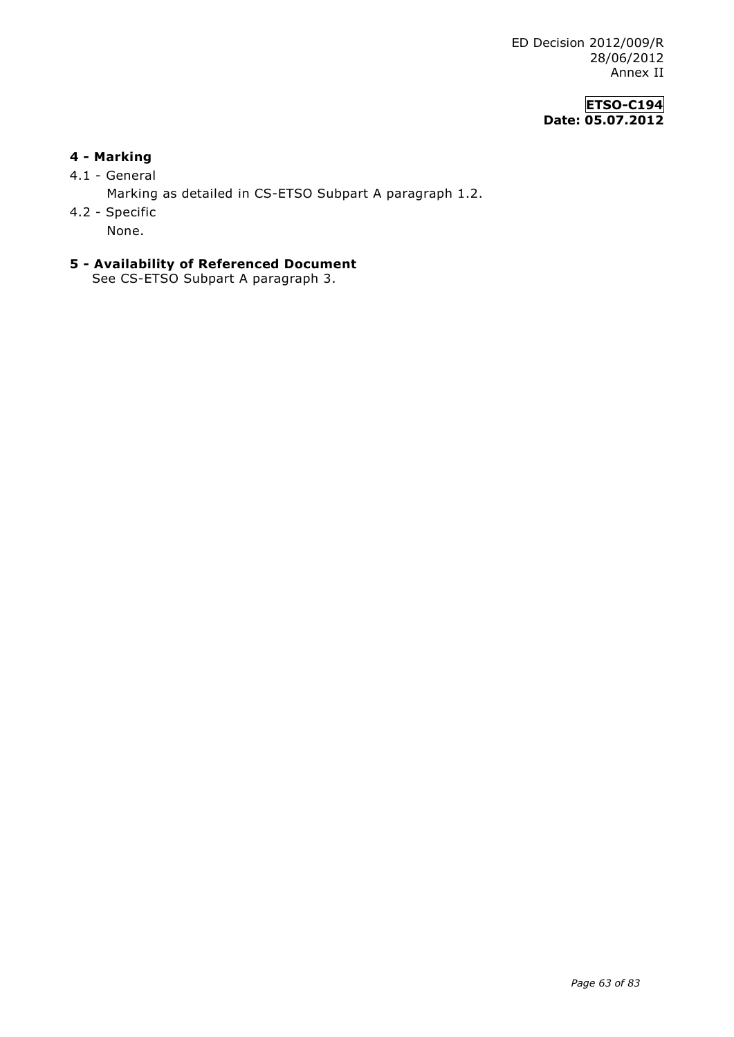**ETSO-C194**
**Date: 05.07.2012**

## 4 - Marking

4.1 - General

Marking as detailed in CS-ETSO Subpart A paragraph 1.2.

4.2 - Specific

None.

## 5 - Availability of Referenced Document

See CS-ETSO Subpart A paragraph 3.